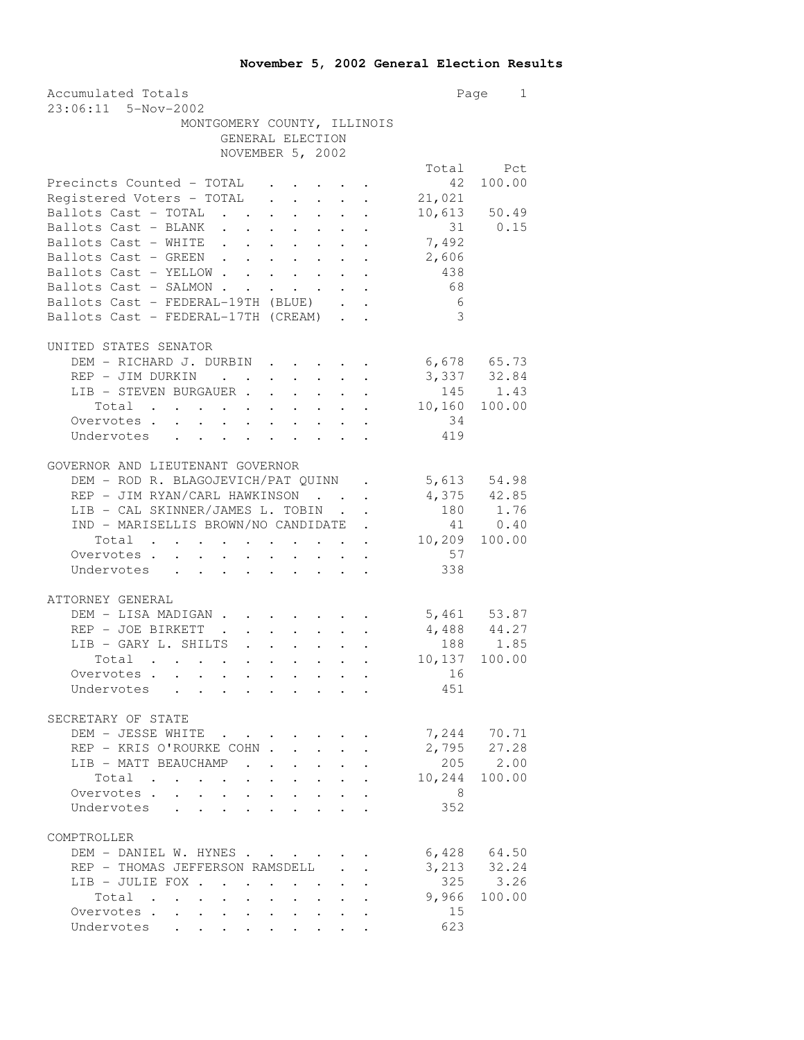# November 5, 2002 General Election Results

Accumulated Totals
23:06:11 5-Nov-2002

MONTGOMERY COUNTY, ILLINOIS
GENERAL ELECTION
NOVEMBER 5, 2002

| | Total | Pct |
|---|---|---|
| Precincts Counted - TOTAL | 42 | 100.00 |
| Registered Voters - TOTAL | 21,021 | |
| Ballots Cast - TOTAL | 10,613 | 50.49 |
| Ballots Cast - BLANK | 31 | 0.15 |
| Ballots Cast - WHITE | 7,492 | |
| Ballots Cast - GREEN | 2,606 | |
| Ballots Cast - YELLOW | 438 | |
| Ballots Cast - SALMON | 68 | |
| Ballots Cast - FEDERAL-19TH (BLUE) | 6 | |
| Ballots Cast - FEDERAL-17TH (CREAM) | 3 | |

**UNITED STATES SENATOR**

| | Total | Pct |
|---|---|---|
| DEM - RICHARD J. DURBIN | 6,678 | 65.73 |
| REP - JIM DURKIN | 3,337 | 32.84 |
| LIB - STEVEN BURGAUER | 145 | 1.43 |
| Total | 10,160 | 100.00 |
| Overvotes | 34 | |
| Undervotes | 419 | |

**GOVERNOR AND LIEUTENANT GOVERNOR**

| | Total | Pct |
|---|---|---|
| DEM - ROD R. BLAGOJEVICH/PAT QUINN | 5,613 | 54.98 |
| REP - JIM RYAN/CARL HAWKINSON | 4,375 | 42.85 |
| LIB - CAL SKINNER/JAMES L. TOBIN | 180 | 1.76 |
| IND - MARISELLIS BROWN/NO CANDIDATE | 41 | 0.40 |
| Total | 10,209 | 100.00 |
| Overvotes | 57 | |
| Undervotes | 338 | |

**ATTORNEY GENERAL**

| | Total | Pct |
|---|---|---|
| DEM - LISA MADIGAN | 5,461 | 53.87 |
| REP - JOE BIRKETT | 4,488 | 44.27 |
| LIB - GARY L. SHILTS | 188 | 1.85 |
| Total | 10,137 | 100.00 |
| Overvotes | 16 | |
| Undervotes | 451 | |

**SECRETARY OF STATE**

| | Total | Pct |
|---|---|---|
| DEM - JESSE WHITE | 7,244 | 70.71 |
| REP - KRIS O'ROURKE COHN | 2,795 | 27.28 |
| LIB - MATT BEAUCHAMP | 205 | 2.00 |
| Total | 10,244 | 100.00 |
| Overvotes | 8 | |
| Undervotes | 352 | |

**COMPTROLLER**

| | Total | Pct |
|---|---|---|
| DEM - DANIEL W. HYNES | 6,428 | 64.50 |
| REP - THOMAS JEFFERSON RAMSDELL | 3,213 | 32.24 |
| LIB - JULIE FOX | 325 | 3.26 |
| Total | 9,966 | 100.00 |
| Overvotes | 15 | |
| Undervotes | 623 | |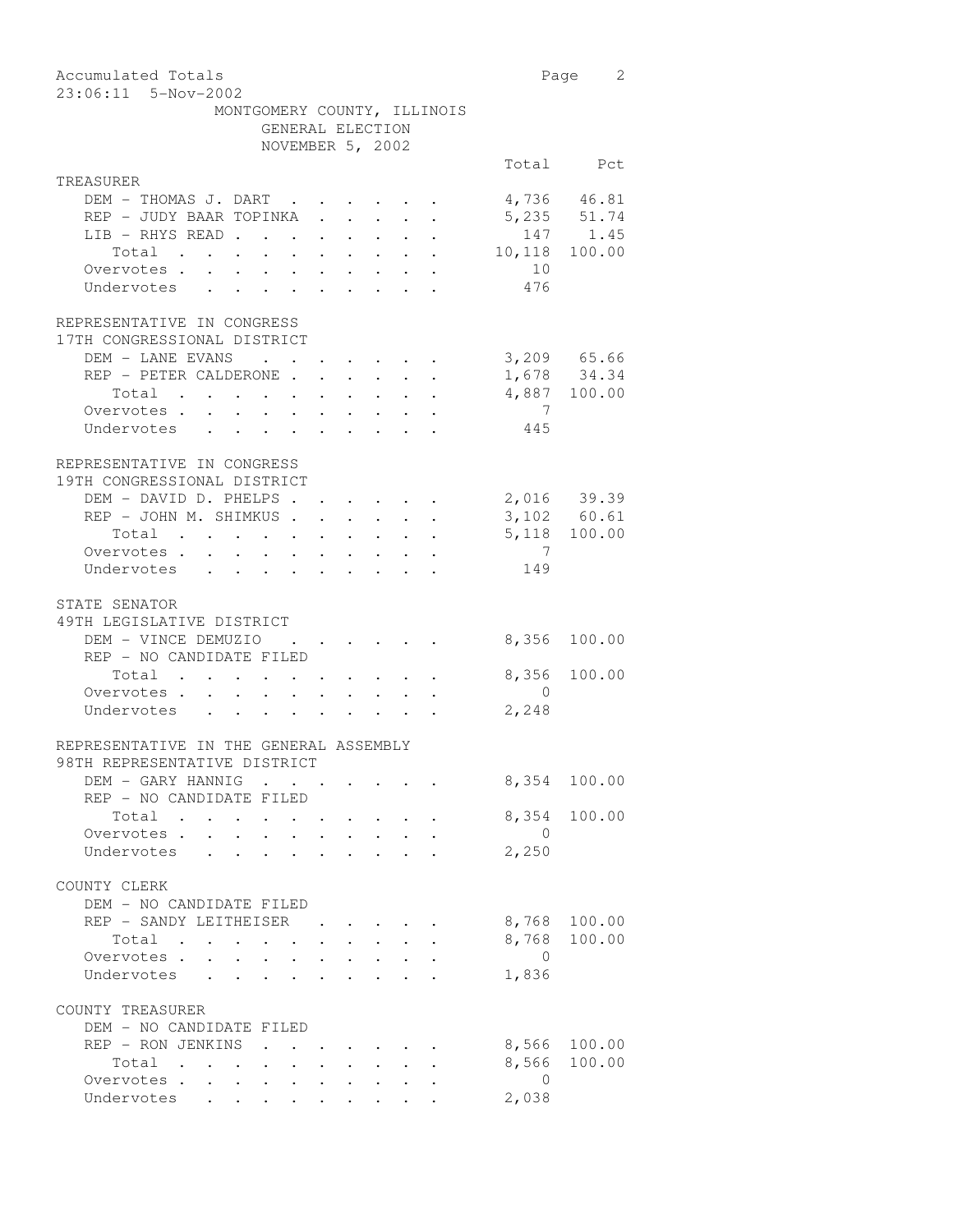MONTGOMERY COUNTY, ILLINOIS
GENERAL ELECTION
NOVEMBER 5, 2002

| | Total | Pct |
|---|---|---|
| **TREASURER** | | |
| DEM - THOMAS J. DART | 4,736 | 46.81 |
| REP - JUDY BAAR TOPINKA | 5,235 | 51.74 |
| LIB - RHYS READ | 147 | 1.45 |
| Total | 10,118 | 100.00 |
| Overvotes | 10 | |
| Undervotes | 476 | |
| **REPRESENTATIVE IN CONGRESS** | | |
| **17TH CONGRESSIONAL DISTRICT** | | |
| DEM - LANE EVANS | 3,209 | 65.66 |
| REP - PETER CALDERONE | 1,678 | 34.34 |
| Total | 4,887 | 100.00 |
| Overvotes | 7 | |
| Undervotes | 445 | |
| **REPRESENTATIVE IN CONGRESS** | | |
| **19TH CONGRESSIONAL DISTRICT** | | |
| DEM - DAVID D. PHELPS | 2,016 | 39.39 |
| REP - JOHN M. SHIMKUS | 3,102 | 60.61 |
| Total | 5,118 | 100.00 |
| Overvotes | 7 | |
| Undervotes | 149 | |
| **STATE SENATOR** | | |
| **49TH LEGISLATIVE DISTRICT** | | |
| DEM - VINCE DEMUZIO | 8,356 | 100.00 |
| REP - NO CANDIDATE FILED | | |
| Total | 8,356 | 100.00 |
| Overvotes | 0 | |
| Undervotes | 2,248 | |
| **REPRESENTATIVE IN THE GENERAL ASSEMBLY** | | |
| **98TH REPRESENTATIVE DISTRICT** | | |
| DEM - GARY HANNIG | 8,354 | 100.00 |
| REP - NO CANDIDATE FILED | | |
| Total | 8,354 | 100.00 |
| Overvotes | 0 | |
| Undervotes | 2,250 | |
| **COUNTY CLERK** | | |
| DEM - NO CANDIDATE FILED | | |
| REP - SANDY LEITHEISER | 8,768 | 100.00 |
| Total | 8,768 | 100.00 |
| Overvotes | 0 | |
| Undervotes | 1,836 | |
| **COUNTY TREASURER** | | |
| DEM - NO CANDIDATE FILED | | |
| REP - RON JENKINS | 8,566 | 100.00 |
| Total | 8,566 | 100.00 |
| Overvotes | 0 | |
| Undervotes | 2,038 | |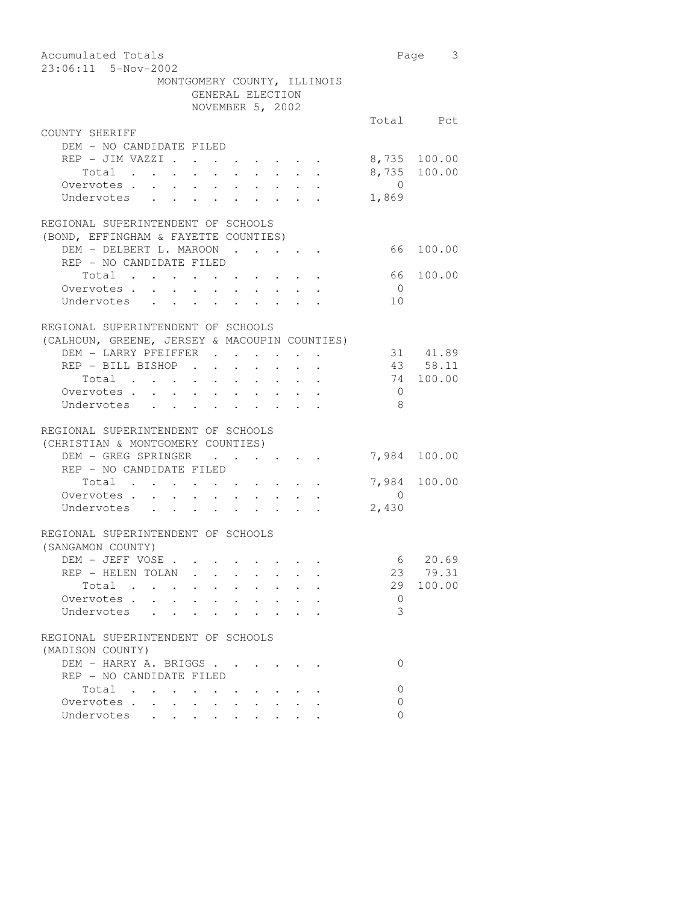Accumulated Totals
23:06:11 5-Nov-2002

MONTGOMERY COUNTY, ILLINOIS
GENERAL ELECTION
NOVEMBER 5, 2002

## COUNTY SHERIFF

| | Total | Pct |
|---|---|---|
| DEM - NO CANDIDATE FILED | | |
| REP - JIM VAZZI | 8,735 | 100.00 |
| Total | 8,735 | 100.00 |
| Overvotes | 0 | |
| Undervotes | 1,869 | |

## REGIONAL SUPERINTENDENT OF SCHOOLS (BOND, EFFINGHAM & FAYETTE COUNTIES)

| | Total | Pct |
|---|---|---|
| DEM - DELBERT L. MAROON | 66 | 100.00 |
| REP - NO CANDIDATE FILED | | |
| Total | 66 | 100.00 |
| Overvotes | 0 | |
| Undervotes | 10 | |

## REGIONAL SUPERINTENDENT OF SCHOOLS (CALHOUN, GREENE, JERSEY & MACOUPIN COUNTIES)

| | Total | Pct |
|---|---|---|
| DEM - LARRY PFEIFFER | 31 | 41.89 |
| REP - BILL BISHOP | 43 | 58.11 |
| Total | 74 | 100.00 |
| Overvotes | 0 | |
| Undervotes | 8 | |

## REGIONAL SUPERINTENDENT OF SCHOOLS (CHRISTIAN & MONTGOMERY COUNTIES)

| | Total | Pct |
|---|---|---|
| DEM - GREG SPRINGER | 7,984 | 100.00 |
| REP - NO CANDIDATE FILED | | |
| Total | 7,984 | 100.00 |
| Overvotes | 0 | |
| Undervotes | 2,430 | |

## REGIONAL SUPERINTENDENT OF SCHOOLS (SANGAMON COUNTY)

| | Total | Pct |
|---|---|---|
| DEM - JEFF VOSE | 6 | 20.69 |
| REP - HELEN TOLAN | 23 | 79.31 |
| Total | 29 | 100.00 |
| Overvotes | 0 | |
| Undervotes | 3 | |

## REGIONAL SUPERINTENDENT OF SCHOOLS (MADISON COUNTY)

| | Total | Pct |
|---|---|---|
| DEM - HARRY A. BRIGGS | 0 | |
| REP - NO CANDIDATE FILED | | |
| Total | 0 | |
| Overvotes | 0 | |
| Undervotes | 0 | |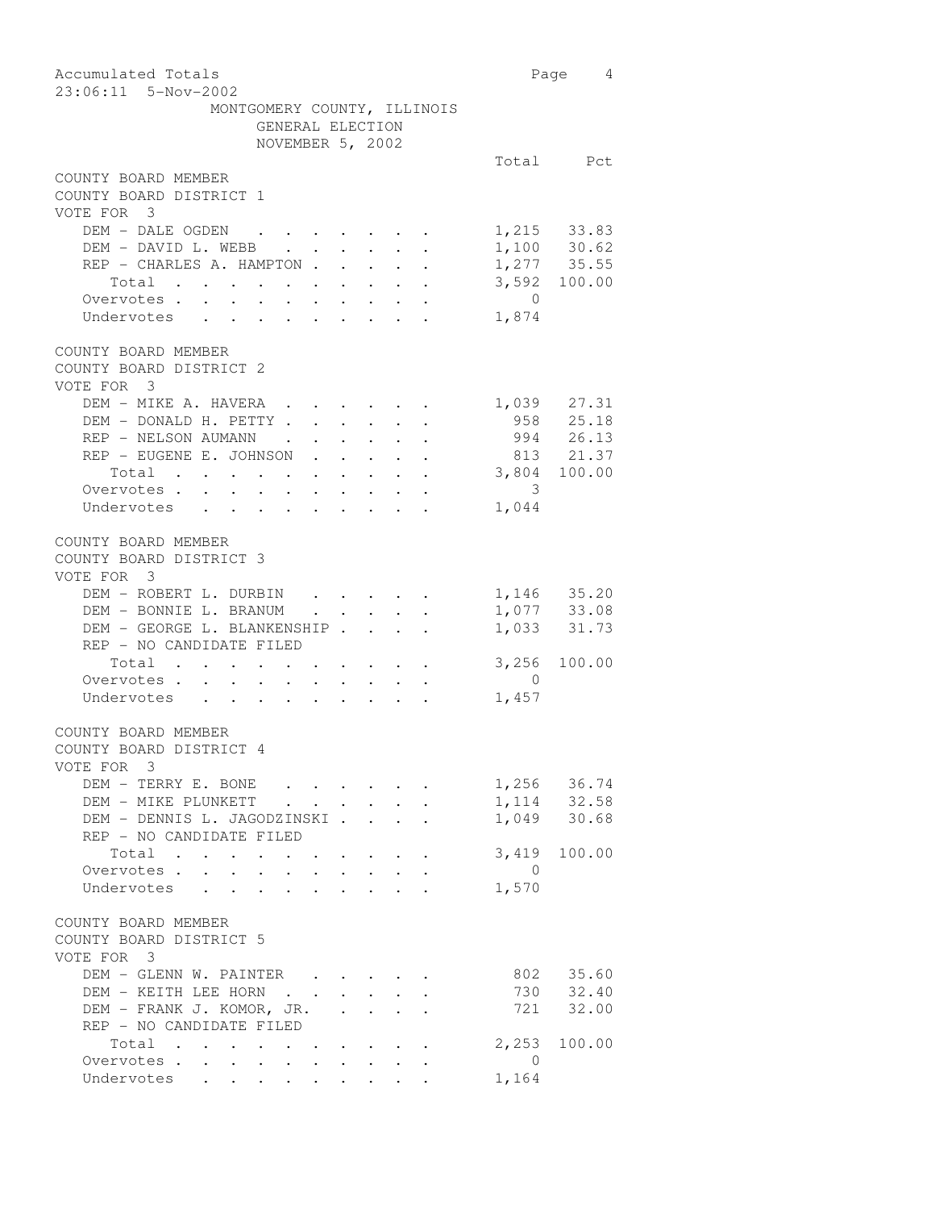Accumulated Totals
23:06:11 5-Nov-2002

MONTGOMERY COUNTY, ILLINOIS
GENERAL ELECTION
NOVEMBER 5, 2002

## COUNTY BOARD MEMBER
### COUNTY BOARD DISTRICT 1
VOTE FOR 3

| | Total | Pct |
|---|---|---|
| DEM - DALE OGDEN | 1,215 | 33.83 |
| DEM - DAVID L. WEBB | 1,100 | 30.62 |
| REP - CHARLES A. HAMPTON | 1,277 | 35.55 |
| Total | 3,592 | 100.00 |
| Overvotes | 0 | |
| Undervotes | 1,874 | |

## COUNTY BOARD MEMBER
### COUNTY BOARD DISTRICT 2
VOTE FOR 3

| | Total | Pct |
|---|---|---|
| DEM - MIKE A. HAVERA | 1,039 | 27.31 |
| DEM - DONALD H. PETTY | 958 | 25.18 |
| REP - NELSON AUMANN | 994 | 26.13 |
| REP - EUGENE E. JOHNSON | 813 | 21.37 |
| Total | 3,804 | 100.00 |
| Overvotes | 3 | |
| Undervotes | 1,044 | |

## COUNTY BOARD MEMBER
### COUNTY BOARD DISTRICT 3
VOTE FOR 3

| | Total | Pct |
|---|---|---|
| DEM - ROBERT L. DURBIN | 1,146 | 35.20 |
| DEM - BONNIE L. BRANUM | 1,077 | 33.08 |
| DEM - GEORGE L. BLANKENSHIP | 1,033 | 31.73 |
| REP - NO CANDIDATE FILED | | |
| Total | 3,256 | 100.00 |
| Overvotes | 0 | |
| Undervotes | 1,457 | |

## COUNTY BOARD MEMBER
### COUNTY BOARD DISTRICT 4
VOTE FOR 3

| | Total | Pct |
|---|---|---|
| DEM - TERRY E. BONE | 1,256 | 36.74 |
| DEM - MIKE PLUNKETT | 1,114 | 32.58 |
| DEM - DENNIS L. JAGODZINSKI | 1,049 | 30.68 |
| REP - NO CANDIDATE FILED | | |
| Total | 3,419 | 100.00 |
| Overvotes | 0 | |
| Undervotes | 1,570 | |

## COUNTY BOARD MEMBER
### COUNTY BOARD DISTRICT 5
VOTE FOR 3

| | Total | Pct |
|---|---|---|
| DEM - GLENN W. PAINTER | 802 | 35.60 |
| DEM - KEITH LEE HORN | 730 | 32.40 |
| DEM - FRANK J. KOMOR, JR. | 721 | 32.00 |
| REP - NO CANDIDATE FILED | | |
| Total | 2,253 | 100.00 |
| Overvotes | 0 | |
| Undervotes | 1,164 | |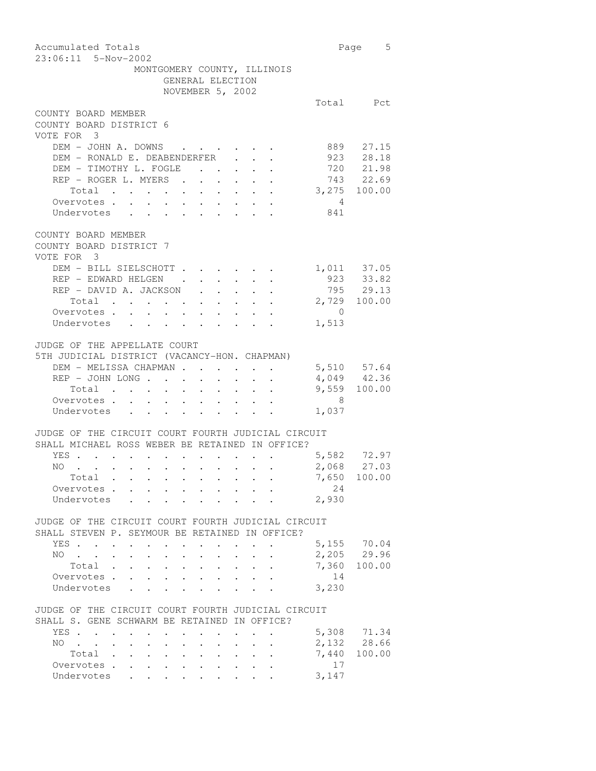MONTGOMERY COUNTY, ILLINOIS
GENERAL ELECTION
NOVEMBER 5, 2002

## COUNTY BOARD MEMBER
COUNTY BOARD DISTRICT 6
VOTE FOR 3

| | Total | Pct |
|---|---|---|
| DEM - JOHN A. DOWNS | 889 | 27.15 |
| DEM - RONALD E. DEABENDERFER | 923 | 28.18 |
| DEM - TIMOTHY L. FOGLE | 720 | 21.98 |
| REP - ROGER L. MYERS | 743 | 22.69 |
| Total | 3,275 | 100.00 |
| Overvotes | 4 | |
| Undervotes | 841 | |

## COUNTY BOARD MEMBER
COUNTY BOARD DISTRICT 7
VOTE FOR 3

| | Total | Pct |
|---|---|---|
| DEM - BILL SIELSCHOTT | 1,011 | 37.05 |
| REP - EDWARD HELGEN | 923 | 33.82 |
| REP - DAVID A. JACKSON | 795 | 29.13 |
| Total | 2,729 | 100.00 |
| Overvotes | 0 | |
| Undervotes | 1,513 | |

## JUDGE OF THE APPELLATE COURT
5TH JUDICIAL DISTRICT (VACANCY-HON. CHAPMAN)

| | Total | Pct |
|---|---|---|
| DEM - MELISSA CHAPMAN | 5,510 | 57.64 |
| REP - JOHN LONG | 4,049 | 42.36 |
| Total | 9,559 | 100.00 |
| Overvotes | 8 | |
| Undervotes | 1,037 | |

## JUDGE OF THE CIRCUIT COURT FOURTH JUDICIAL CIRCUIT
SHALL MICHAEL ROSS WEBER BE RETAINED IN OFFICE?

| | Total | Pct |
|---|---|---|
| YES | 5,582 | 72.97 |
| NO | 2,068 | 27.03 |
| Total | 7,650 | 100.00 |
| Overvotes | 24 | |
| Undervotes | 2,930 | |

## JUDGE OF THE CIRCUIT COURT FOURTH JUDICIAL CIRCUIT
SHALL STEVEN P. SEYMOUR BE RETAINED IN OFFICE?

| | Total | Pct |
|---|---|---|
| YES | 5,155 | 70.04 |
| NO | 2,205 | 29.96 |
| Total | 7,360 | 100.00 |
| Overvotes | 14 | |
| Undervotes | 3,230 | |

## JUDGE OF THE CIRCUIT COURT FOURTH JUDICIAL CIRCUIT
SHALL S. GENE SCHWARM BE RETAINED IN OFFICE?

| | Total | Pct |
|---|---|---|
| YES | 5,308 | 71.34 |
| NO | 2,132 | 28.66 |
| Total | 7,440 | 100.00 |
| Overvotes | 17 | |
| Undervotes | 3,147 | |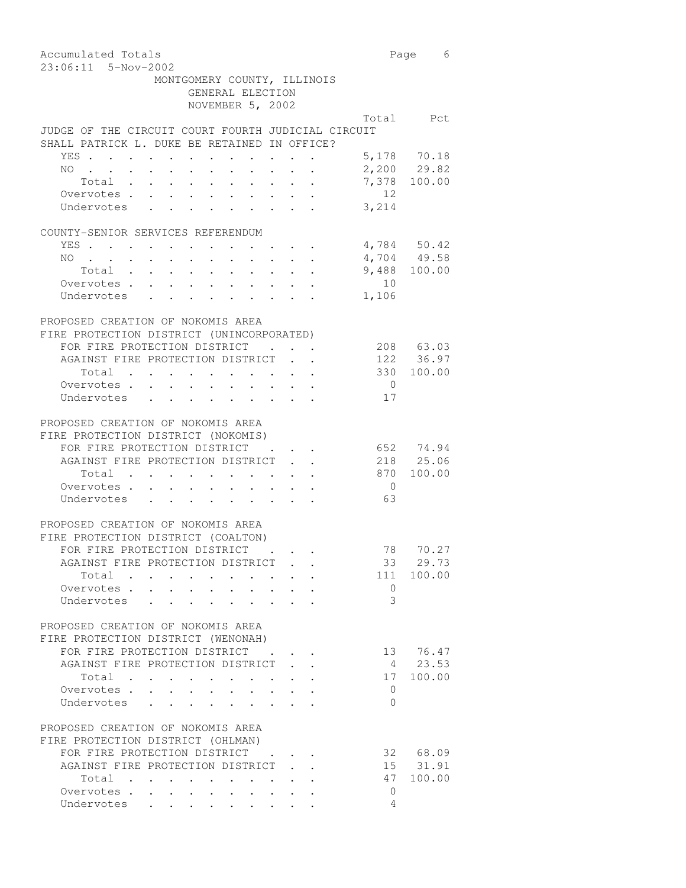Accumulated Totals

23:06:11 5-Nov-2002

MONTGOMERY COUNTY, ILLINOIS

GENERAL ELECTION

NOVEMBER 5, 2002

JUDGE OF THE CIRCUIT COURT FOURTH JUDICIAL CIRCUIT
SHALL PATRICK L. DUKE BE RETAINED IN OFFICE?

| | Total | Pct |
|---|---|---|
| YES | 5,178 | 70.18 |
| NO | 2,200 | 29.82 |
| Total | 7,378 | 100.00 |
| Overvotes | 12 | |
| Undervotes | 3,214 | |

COUNTY-SENIOR SERVICES REFERENDUM

| | Total | Pct |
|---|---|---|
| YES | 4,784 | 50.42 |
| NO | 4,704 | 49.58 |
| Total | 9,488 | 100.00 |
| Overvotes | 10 | |
| Undervotes | 1,106 | |

PROPOSED CREATION OF NOKOMIS AREA
FIRE PROTECTION DISTRICT (UNINCORPORATED)

| | Total | Pct |
|---|---|---|
| FOR FIRE PROTECTION DISTRICT | 208 | 63.03 |
| AGAINST FIRE PROTECTION DISTRICT | 122 | 36.97 |
| Total | 330 | 100.00 |
| Overvotes | 0 | |
| Undervotes | 17 | |

PROPOSED CREATION OF NOKOMIS AREA
FIRE PROTECTION DISTRICT (NOKOMIS)

| | Total | Pct |
|---|---|---|
| FOR FIRE PROTECTION DISTRICT | 652 | 74.94 |
| AGAINST FIRE PROTECTION DISTRICT | 218 | 25.06 |
| Total | 870 | 100.00 |
| Overvotes | 0 | |
| Undervotes | 63 | |

PROPOSED CREATION OF NOKOMIS AREA
FIRE PROTECTION DISTRICT (COALTON)

| | Total | Pct |
|---|---|---|
| FOR FIRE PROTECTION DISTRICT | 78 | 70.27 |
| AGAINST FIRE PROTECTION DISTRICT | 33 | 29.73 |
| Total | 111 | 100.00 |
| Overvotes | 0 | |
| Undervotes | 3 | |

PROPOSED CREATION OF NOKOMIS AREA
FIRE PROTECTION DISTRICT (WENONAH)

| | Total | Pct |
|---|---|---|
| FOR FIRE PROTECTION DISTRICT | 13 | 76.47 |
| AGAINST FIRE PROTECTION DISTRICT | 4 | 23.53 |
| Total | 17 | 100.00 |
| Overvotes | 0 | |
| Undervotes | 0 | |

PROPOSED CREATION OF NOKOMIS AREA
FIRE PROTECTION DISTRICT (OHLMAN)

| | Total | Pct |
|---|---|---|
| FOR FIRE PROTECTION DISTRICT | 32 | 68.09 |
| AGAINST FIRE PROTECTION DISTRICT | 15 | 31.91 |
| Total | 47 | 100.00 |
| Overvotes | 0 | |
| Undervotes | 4 | |